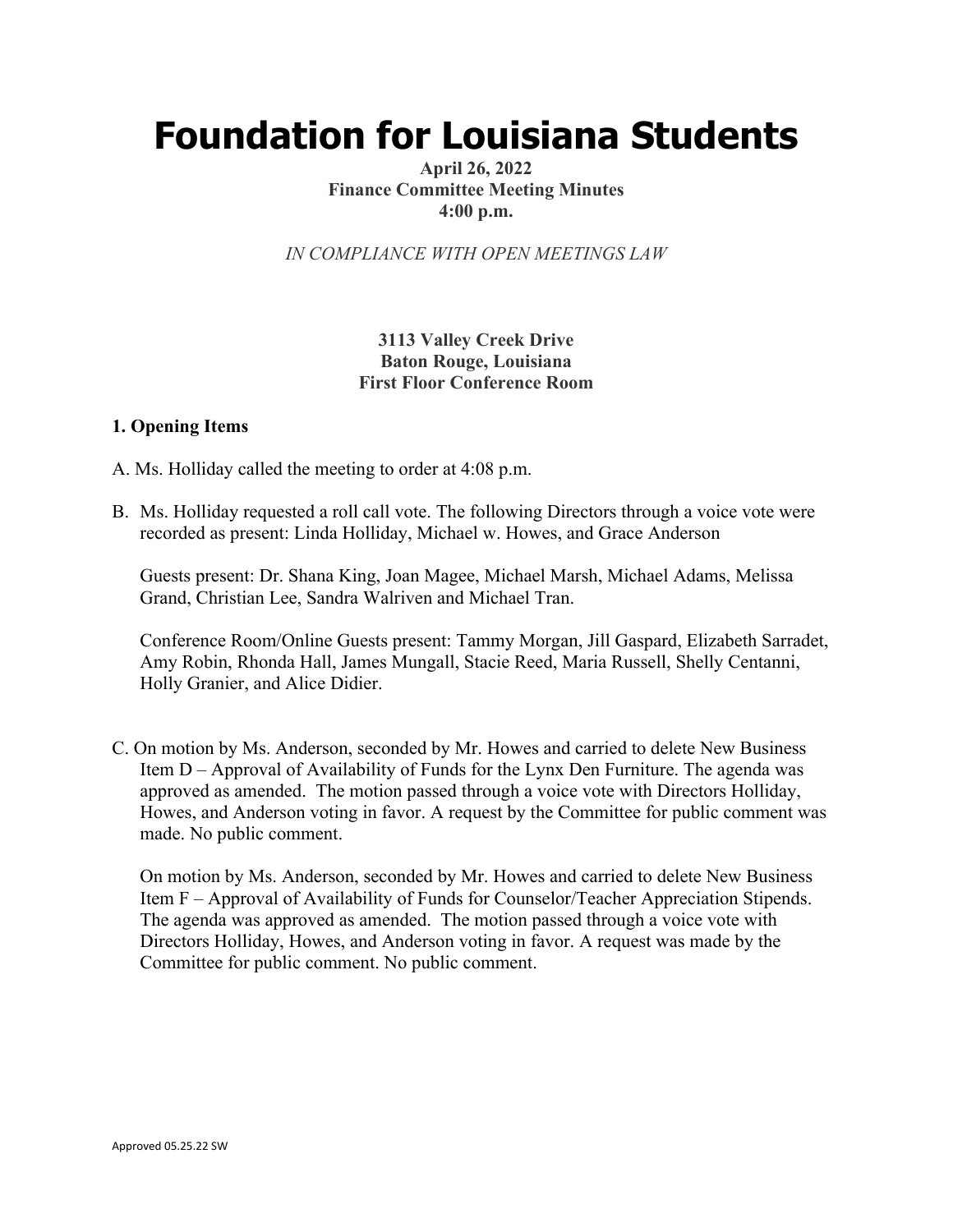# Foundation for Louisiana Students

**April 26, 2022**
**Finance Committee Meeting Minutes**
**4:00 p.m.**

*IN COMPLIANCE WITH OPEN MEETINGS LAW*

**3113 Valley Creek Drive**
**Baton Rouge, Louisiana**
**First Floor Conference Room**

## 1. Opening Items

A. Ms. Holliday called the meeting to order at 4:08 p.m.

B. Ms. Holliday requested a roll call vote. The following Directors through a voice vote were recorded as present: Linda Holliday, Michael w. Howes, and Grace Anderson

Guests present: Dr. Shana King, Joan Magee, Michael Marsh, Michael Adams, Melissa Grand, Christian Lee, Sandra Walriven and Michael Tran.

Conference Room/Online Guests present: Tammy Morgan, Jill Gaspard, Elizabeth Sarradet, Amy Robin, Rhonda Hall, James Mungall, Stacie Reed, Maria Russell, Shelly Centanni, Holly Granier, and Alice Didier.

C. On motion by Ms. Anderson, seconded by Mr. Howes and carried to delete New Business Item D – Approval of Availability of Funds for the Lynx Den Furniture. The agenda was approved as amended. The motion passed through a voice vote with Directors Holliday, Howes, and Anderson voting in favor. A request by the Committee for public comment was made. No public comment.

On motion by Ms. Anderson, seconded by Mr. Howes and carried to delete New Business Item F – Approval of Availability of Funds for Counselor/Teacher Appreciation Stipends. The agenda was approved as amended. The motion passed through a voice vote with Directors Holliday, Howes, and Anderson voting in favor. A request was made by the Committee for public comment. No public comment.

Approved 05.25.22 SW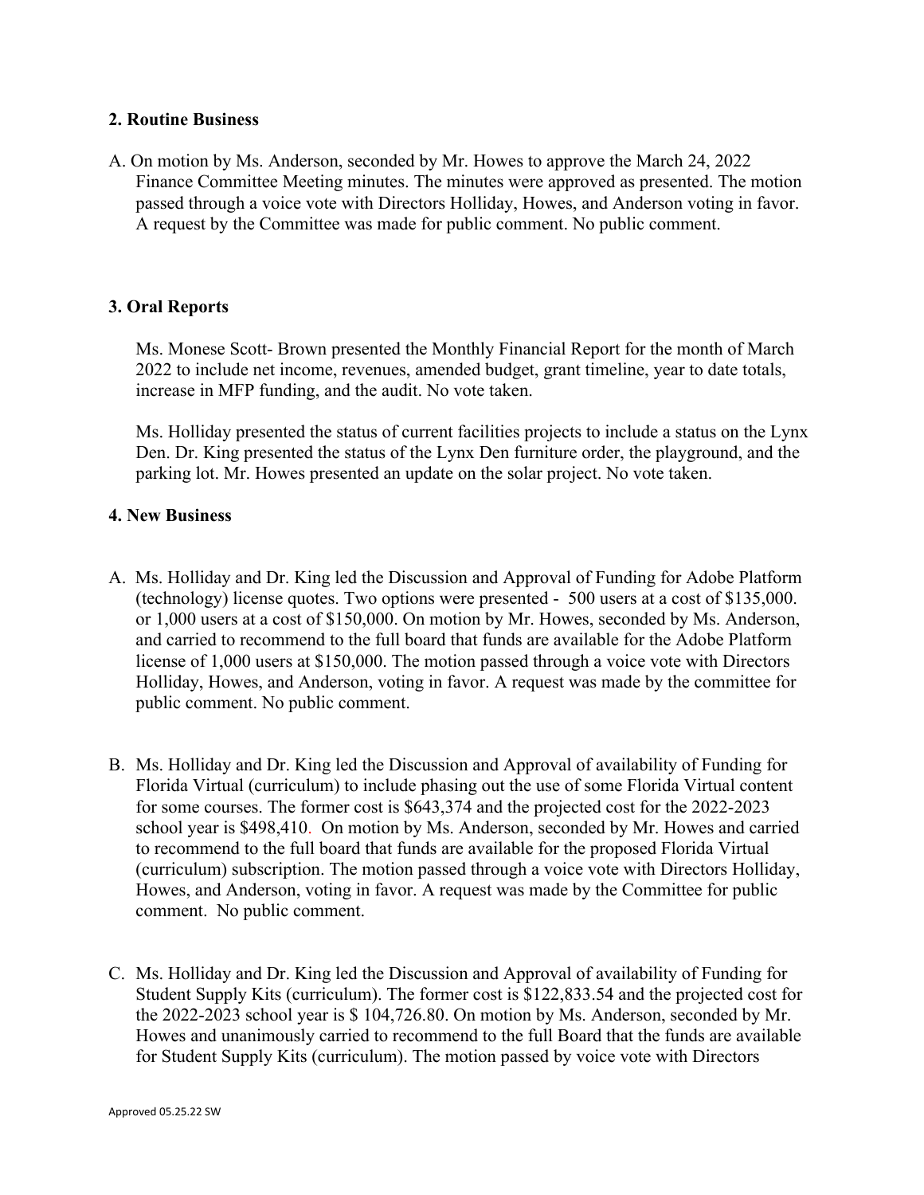## 2. Routine Business

A. On motion by Ms. Anderson, seconded by Mr. Howes to approve the March 24, 2022 Finance Committee Meeting minutes. The minutes were approved as presented. The motion passed through a voice vote with Directors Holliday, Howes, and Anderson voting in favor. A request by the Committee was made for public comment. No public comment.

## 3. Oral Reports

Ms. Monese Scott- Brown presented the Monthly Financial Report for the month of March 2022 to include net income, revenues, amended budget, grant timeline, year to date totals, increase in MFP funding, and the audit. No vote taken.

Ms. Holliday presented the status of current facilities projects to include a status on the Lynx Den. Dr. King presented the status of the Lynx Den furniture order, the playground, and the parking lot. Mr. Howes presented an update on the solar project. No vote taken.

## 4. New Business

A. Ms. Holliday and Dr. King led the Discussion and Approval of Funding for Adobe Platform (technology) license quotes. Two options were presented - 500 users at a cost of $135,000. or 1,000 users at a cost of $150,000. On motion by Mr. Howes, seconded by Ms. Anderson, and carried to recommend to the full board that funds are available for the Adobe Platform license of 1,000 users at $150,000. The motion passed through a voice vote with Directors Holliday, Howes, and Anderson, voting in favor. A request was made by the committee for public comment. No public comment.

B. Ms. Holliday and Dr. King led the Discussion and Approval of availability of Funding for Florida Virtual (curriculum) to include phasing out the use of some Florida Virtual content for some courses. The former cost is $643,374 and the projected cost for the 2022-2023 school year is $498,410. On motion by Ms. Anderson, seconded by Mr. Howes and carried to recommend to the full board that funds are available for the proposed Florida Virtual (curriculum) subscription. The motion passed through a voice vote with Directors Holliday, Howes, and Anderson, voting in favor. A request was made by the Committee for public comment. No public comment.

C. Ms. Holliday and Dr. King led the Discussion and Approval of availability of Funding for Student Supply Kits (curriculum). The former cost is $122,833.54 and the projected cost for the 2022-2023 school year is $ 104,726.80. On motion by Ms. Anderson, seconded by Mr. Howes and unanimously carried to recommend to the full Board that the funds are available for Student Supply Kits (curriculum). The motion passed by voice vote with Directors

Approved 05.25.22 SW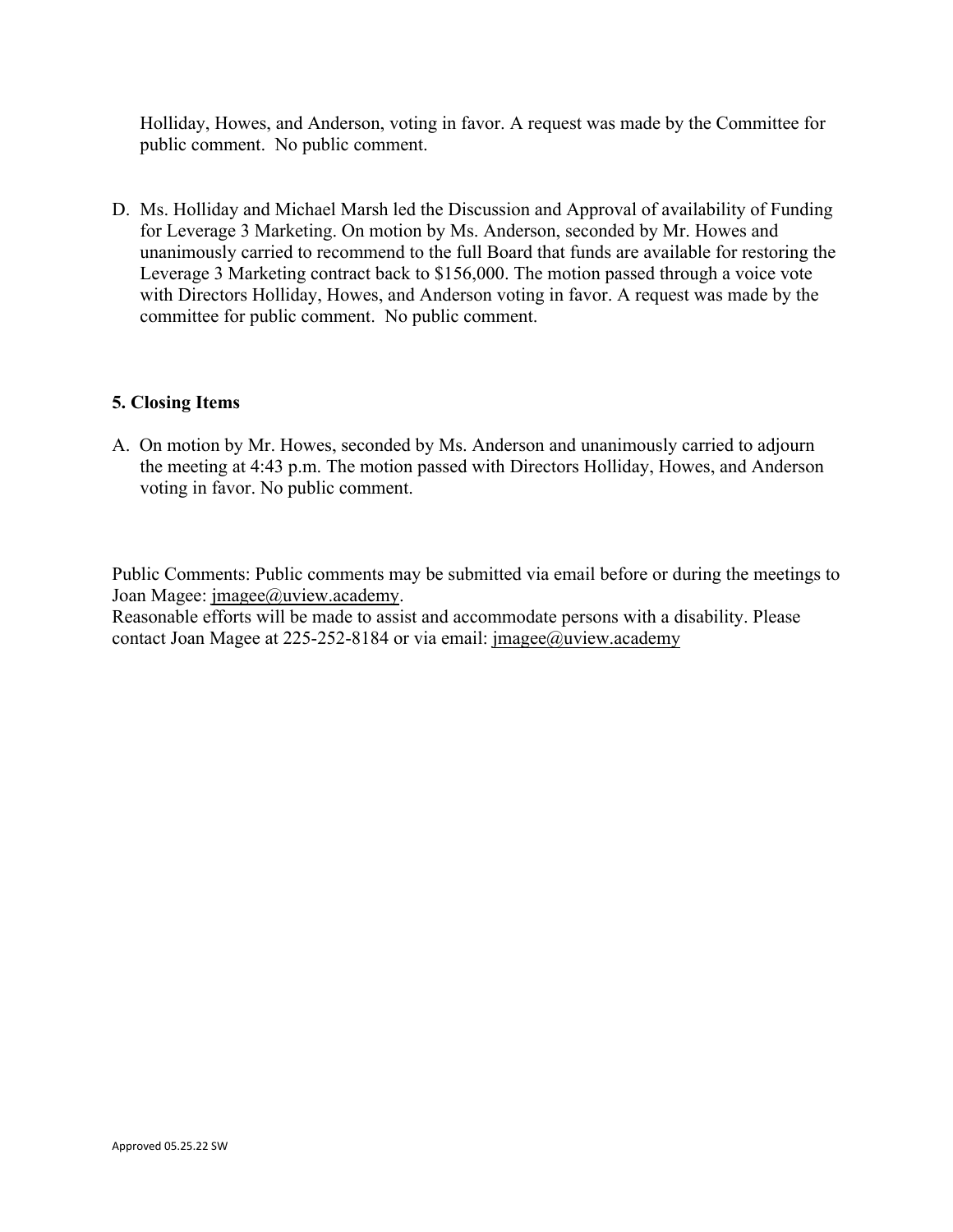Holliday, Howes, and Anderson, voting in favor. A request was made by the Committee for public comment. No public comment.

D. Ms. Holliday and Michael Marsh led the Discussion and Approval of availability of Funding for Leverage 3 Marketing. On motion by Ms. Anderson, seconded by Mr. Howes and unanimously carried to recommend to the full Board that funds are available for restoring the Leverage 3 Marketing contract back to $156,000. The motion passed through a voice vote with Directors Holliday, Howes, and Anderson voting in favor. A request was made by the committee for public comment. No public comment.

### 5. Closing Items

A. On motion by Mr. Howes, seconded by Ms. Anderson and unanimously carried to adjourn the meeting at 4:43 p.m. The motion passed with Directors Holliday, Howes, and Anderson voting in favor. No public comment.

Public Comments: Public comments may be submitted via email before or during the meetings to Joan Magee: jmagee@uview.academy.
Reasonable efforts will be made to assist and accommodate persons with a disability. Please contact Joan Magee at 225-252-8184 or via email: jmagee@uview.academy

Approved 05.25.22 SW